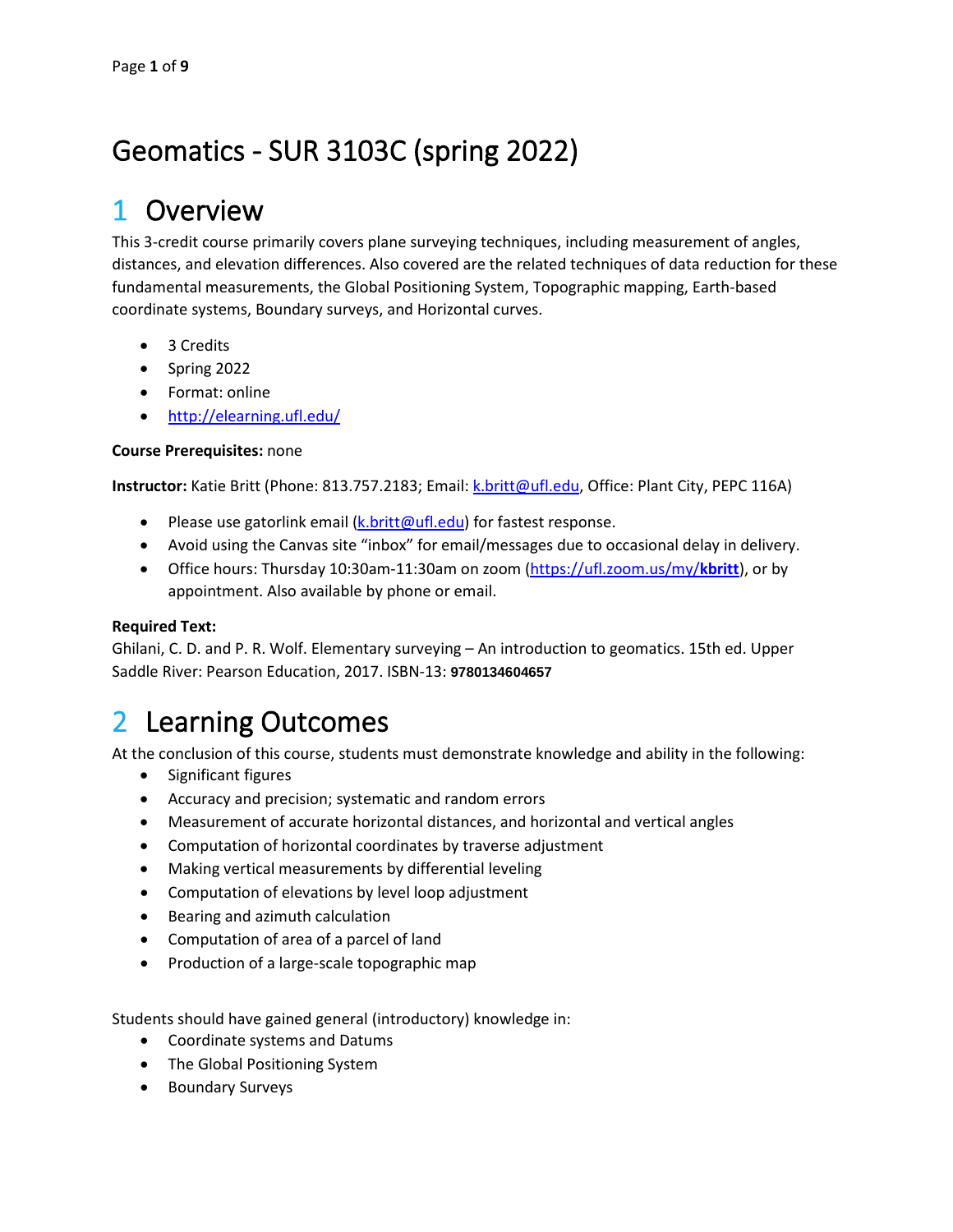# Geomatics - SUR 3103C (spring 2022)

## 1 Overview

This 3-credit course primarily covers plane surveying techniques, including measurement of angles, distances, and elevation differences. Also covered are the related techniques of data reduction for these fundamental measurements, the Global Positioning System, Topographic mapping, Earth-based coordinate systems, Boundary surveys, and Horizontal curves.

- 3 Credits
- Spring 2022
- Format: online
- http://elearning.ufl.edu/

**Course Prerequisites:** none

**Instructor:** Katie Britt (Phone: 813.757.2183; Email: k.britt@ufl.edu, Office: Plant City, PEPC 116A)

- Please use gatorlink email (k.britt@ufl.edu) for fastest response.
- Avoid using the Canvas site "inbox" for email/messages due to occasional delay in delivery.
- Office hours: Thursday 10:30am-11:30am on zoom (https://ufl.zoom.us/my/**kbritt**), or by appointment. Also available by phone or email.

**Required Text:**
Ghilani, C. D. and P. R. Wolf. Elementary surveying – An introduction to geomatics. 15th ed. Upper Saddle River: Pearson Education, 2017. ISBN-13: **9780134604657**

## 2 Learning Outcomes

At the conclusion of this course, students must demonstrate knowledge and ability in the following:

- Significant figures
- Accuracy and precision; systematic and random errors
- Measurement of accurate horizontal distances, and horizontal and vertical angles
- Computation of horizontal coordinates by traverse adjustment
- Making vertical measurements by differential leveling
- Computation of elevations by level loop adjustment
- Bearing and azimuth calculation
- Computation of area of a parcel of land
- Production of a large-scale topographic map

Students should have gained general (introductory) knowledge in:

- Coordinate systems and Datums
- The Global Positioning System
- Boundary Surveys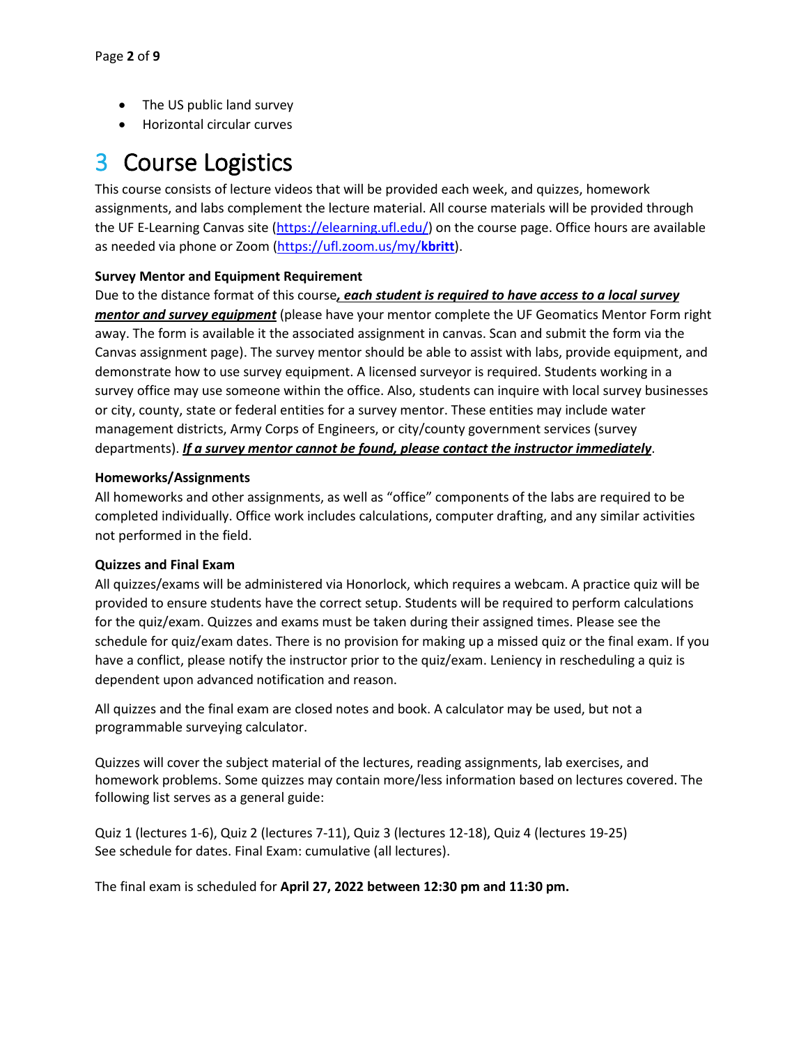- The US public land survey
- Horizontal circular curves

# 3 Course Logistics

This course consists of lecture videos that will be provided each week, and quizzes, homework assignments, and labs complement the lecture material. All course materials will be provided through the UF E-Learning Canvas site (https://elearning.ufl.edu/) on the course page. Office hours are available as needed via phone or Zoom (https://ufl.zoom.us/my/**kbritt**).

**Survey Mentor and Equipment Requirement**

Due to the distance format of this course***, each student is required to have access to a local survey mentor and survey equipment*** (please have your mentor complete the UF Geomatics Mentor Form right away. The form is available it the associated assignment in canvas. Scan and submit the form via the Canvas assignment page). The survey mentor should be able to assist with labs, provide equipment, and demonstrate how to use survey equipment. A licensed surveyor is required. Students working in a survey office may use someone within the office. Also, students can inquire with local survey businesses or city, county, state or federal entities for a survey mentor. These entities may include water management districts, Army Corps of Engineers, or city/county government services (survey departments). ***If a survey mentor cannot be found, please contact the instructor immediately***.

**Homeworks/Assignments**

All homeworks and other assignments, as well as "office" components of the labs are required to be completed individually. Office work includes calculations, computer drafting, and any similar activities not performed in the field.

**Quizzes and Final Exam**

All quizzes/exams will be administered via Honorlock, which requires a webcam. A practice quiz will be provided to ensure students have the correct setup. Students will be required to perform calculations for the quiz/exam. Quizzes and exams must be taken during their assigned times. Please see the schedule for quiz/exam dates. There is no provision for making up a missed quiz or the final exam. If you have a conflict, please notify the instructor prior to the quiz/exam. Leniency in rescheduling a quiz is dependent upon advanced notification and reason.

All quizzes and the final exam are closed notes and book. A calculator may be used, but not a programmable surveying calculator.

Quizzes will cover the subject material of the lectures, reading assignments, lab exercises, and homework problems. Some quizzes may contain more/less information based on lectures covered. The following list serves as a general guide:

Quiz 1 (lectures 1-6), Quiz 2 (lectures 7-11), Quiz 3 (lectures 12-18), Quiz 4 (lectures 19-25)
See schedule for dates. Final Exam: cumulative (all lectures).

The final exam is scheduled for **April 27, 2022 between 12:30 pm and 11:30 pm.**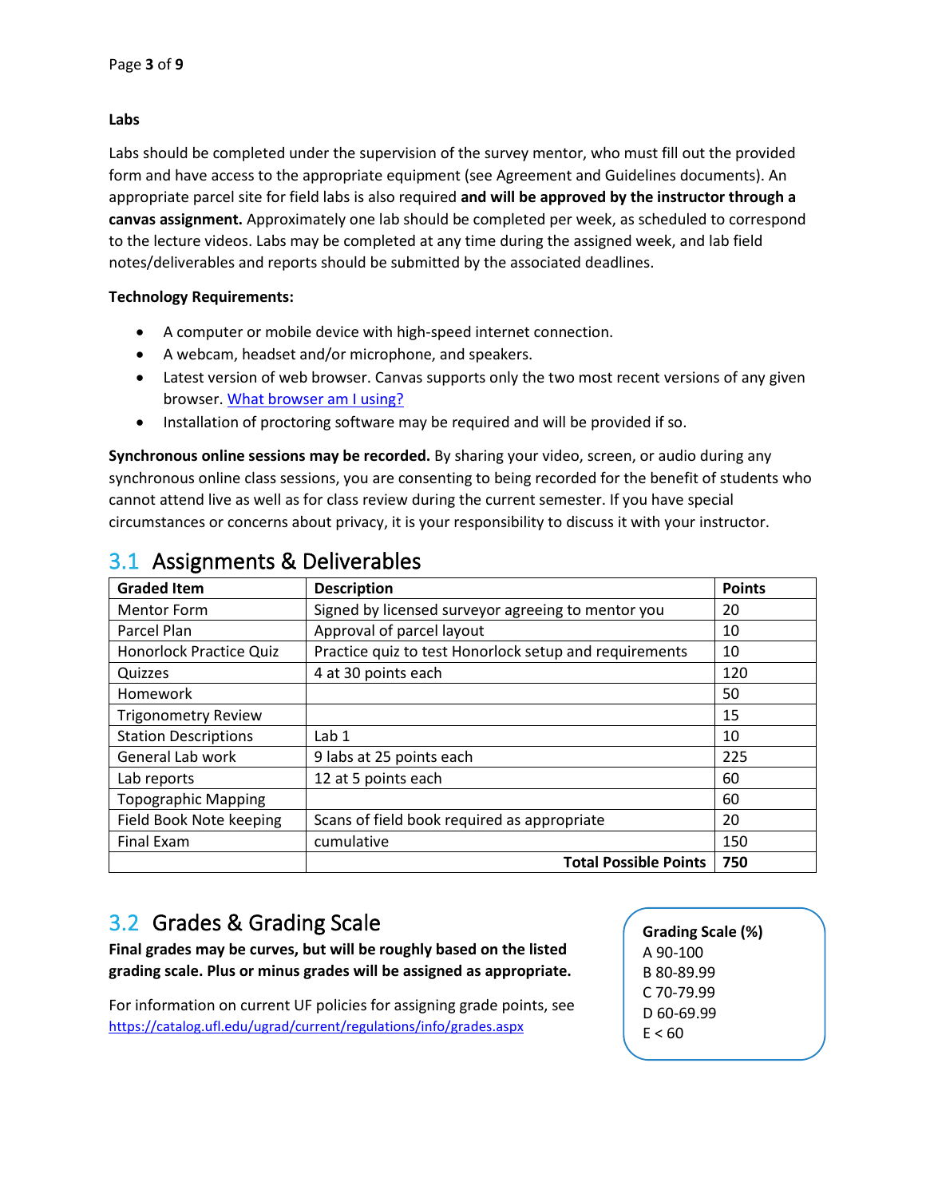**Labs**

Labs should be completed under the supervision of the survey mentor, who must fill out the provided form and have access to the appropriate equipment (see Agreement and Guidelines documents). An appropriate parcel site for field labs is also required **and will be approved by the instructor through a canvas assignment.** Approximately one lab should be completed per week, as scheduled to correspond to the lecture videos. Labs may be completed at any time during the assigned week, and lab field notes/deliverables and reports should be submitted by the associated deadlines.

**Technology Requirements:**

- A computer or mobile device with high-speed internet connection.
- A webcam, headset and/or microphone, and speakers.
- Latest version of web browser. Canvas supports only the two most recent versions of any given browser. [What browser am I using?]
- Installation of proctoring software may be required and will be provided if so.

**Synchronous online sessions may be recorded.** By sharing your video, screen, or audio during any synchronous online class sessions, you are consenting to being recorded for the benefit of students who cannot attend live as well as for class review during the current semester. If you have special circumstances or concerns about privacy, it is your responsibility to discuss it with your instructor.

## 3.1 Assignments & Deliverables

| Graded Item | Description | Points |
|---|---|---|
| Mentor Form | Signed by licensed surveyor agreeing to mentor you | 20 |
| Parcel Plan | Approval of parcel layout | 10 |
| Honorlock Practice Quiz | Practice quiz to test Honorlock setup and requirements | 10 |
| Quizzes | 4 at 30 points each | 120 |
| Homework | | 50 |
| Trigonometry Review | | 15 |
| Station Descriptions | Lab 1 | 10 |
| General Lab work | 9 labs at 25 points each | 225 |
| Lab reports | 12 at 5 points each | 60 |
| Topographic Mapping | | 60 |
| Field Book Note keeping | Scans of field book required as appropriate | 20 |
| Final Exam | cumulative | 150 |
| | **Total Possible Points** | **750** |

## 3.2 Grades & Grading Scale

**Final grades may be curves, but will be roughly based on the listed grading scale. Plus or minus grades will be assigned as appropriate.**

For information on current UF policies for assigning grade points, see https://catalog.ufl.edu/ugrad/current/regulations/info/grades.aspx

**Grading Scale (%)**

A 90-100
B 80-89.99
C 70-79.99
D 60-69.99
E < 60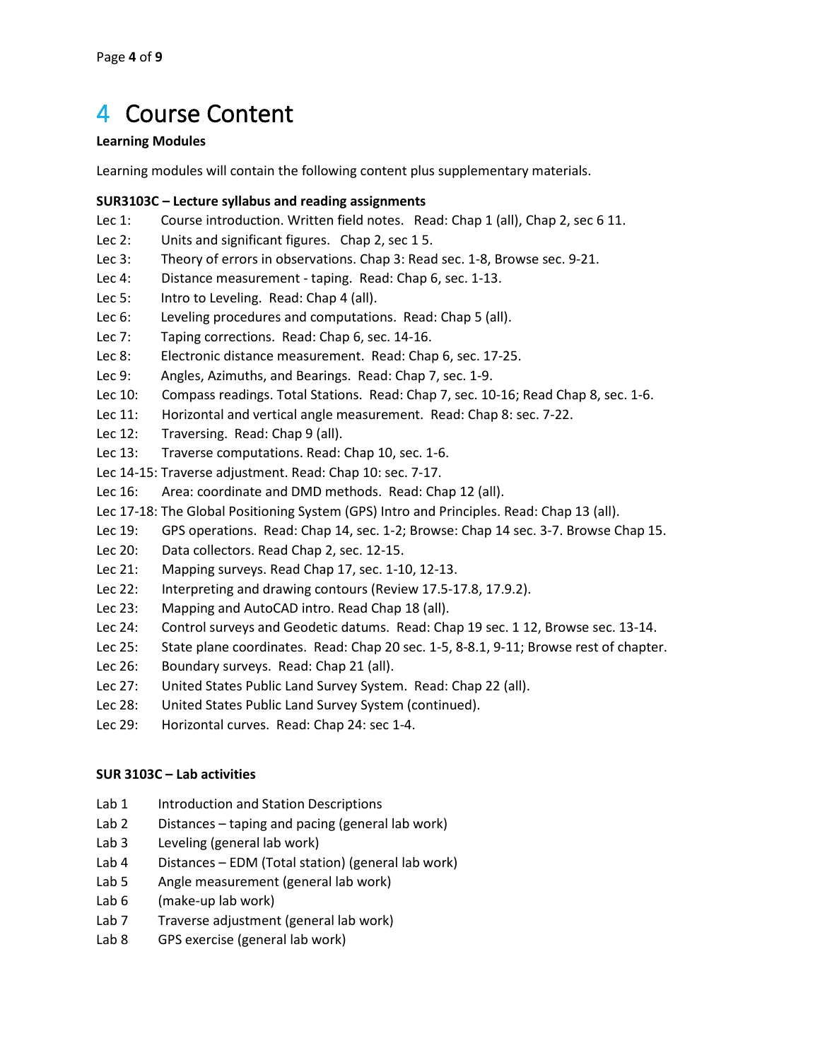# 4 Course Content

**Learning Modules**

Learning modules will contain the following content plus supplementary materials.

**SUR3103C – Lecture syllabus and reading assignments**

Lec 1: Course introduction. Written field notes. Read: Chap 1 (all), Chap 2, sec 6 11.
Lec 2: Units and significant figures. Chap 2, sec 1 5.
Lec 3: Theory of errors in observations. Chap 3: Read sec. 1-8, Browse sec. 9-21.
Lec 4: Distance measurement - taping. Read: Chap 6, sec. 1-13.
Lec 5: Intro to Leveling. Read: Chap 4 (all).
Lec 6: Leveling procedures and computations. Read: Chap 5 (all).
Lec 7: Taping corrections. Read: Chap 6, sec. 14-16.
Lec 8: Electronic distance measurement. Read: Chap 6, sec. 17-25.
Lec 9: Angles, Azimuths, and Bearings. Read: Chap 7, sec. 1-9.
Lec 10: Compass readings. Total Stations. Read: Chap 7, sec. 10-16; Read Chap 8, sec. 1-6.
Lec 11: Horizontal and vertical angle measurement. Read: Chap 8: sec. 7-22.
Lec 12: Traversing. Read: Chap 9 (all).
Lec 13: Traverse computations. Read: Chap 10, sec. 1-6.
Lec 14-15: Traverse adjustment. Read: Chap 10: sec. 7-17.
Lec 16: Area: coordinate and DMD methods. Read: Chap 12 (all).
Lec 17-18: The Global Positioning System (GPS) Intro and Principles. Read: Chap 13 (all).
Lec 19: GPS operations. Read: Chap 14, sec. 1-2; Browse: Chap 14 sec. 3-7. Browse Chap 15.
Lec 20: Data collectors. Read Chap 2, sec. 12-15.
Lec 21: Mapping surveys. Read Chap 17, sec. 1-10, 12-13.
Lec 22: Interpreting and drawing contours (Review 17.5-17.8, 17.9.2).
Lec 23: Mapping and AutoCAD intro. Read Chap 18 (all).
Lec 24: Control surveys and Geodetic datums. Read: Chap 19 sec. 1 12, Browse sec. 13-14.
Lec 25: State plane coordinates. Read: Chap 20 sec. 1-5, 8-8.1, 9-11; Browse rest of chapter.
Lec 26: Boundary surveys. Read: Chap 21 (all).
Lec 27: United States Public Land Survey System. Read: Chap 22 (all).
Lec 28: United States Public Land Survey System (continued).
Lec 29: Horizontal curves. Read: Chap 24: sec 1-4.

**SUR 3103C – Lab activities**

Lab 1 Introduction and Station Descriptions
Lab 2 Distances – taping and pacing (general lab work)
Lab 3 Leveling (general lab work)
Lab 4 Distances – EDM (Total station) (general lab work)
Lab 5 Angle measurement (general lab work)
Lab 6 (make-up lab work)
Lab 7 Traverse adjustment (general lab work)
Lab 8 GPS exercise (general lab work)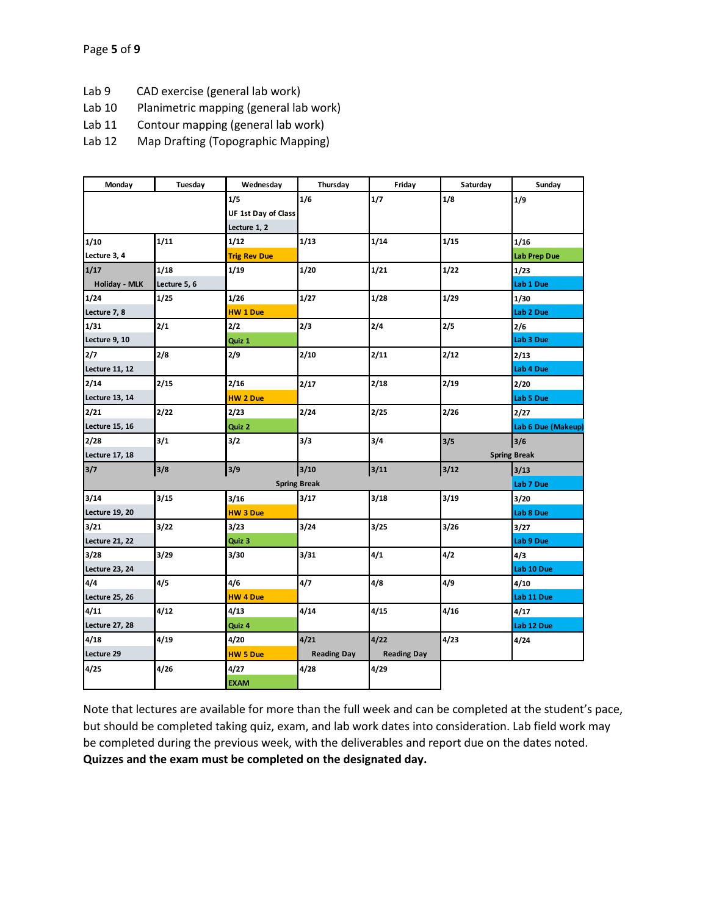Lab 9 CAD exercise (general lab work)
Lab 10 Planimetric mapping (general lab work)
Lab 11 Contour mapping (general lab work)
Lab 12 Map Drafting (Topographic Mapping)

| Monday | Tuesday | Wednesday | Thursday | Friday | Saturday | Sunday |
|---|---|---|---|---|---|---|
| | | 1/5 UF 1st Day of Class Lecture 1, 2 | 1/6 | 1/7 | 1/8 | 1/9 |
| 1/10 Lecture 3, 4 | 1/11 | 1/12 Trig Rev Due | 1/13 | 1/14 | 1/15 | 1/16 Lab Prep Due |
| 1/17 Holiday - MLK | 1/18 Lecture 5, 6 | 1/19 | 1/20 | 1/21 | 1/22 | 1/23 Lab 1 Due |
| 1/24 Lecture 7, 8 | 1/25 | 1/26 HW 1 Due | 1/27 | 1/28 | 1/29 | 1/30 Lab 2 Due |
| 1/31 Lecture 9, 10 | 2/1 | 2/2 Quiz 1 | 2/3 | 2/4 | 2/5 | 2/6 Lab 3 Due |
| 2/7 Lecture 11, 12 | 2/8 | 2/9 | 2/10 | 2/11 | 2/12 | 2/13 Lab 4 Due |
| 2/14 Lecture 13, 14 | 2/15 | 2/16 HW 2 Due | 2/17 | 2/18 | 2/19 | 2/20 Lab 5 Due |
| 2/21 Lecture 15, 16 | 2/22 | 2/23 Quiz 2 | 2/24 | 2/25 | 2/26 | 2/27 Lab 6 Due (Makeup) |
| 2/28 Lecture 17, 18 | 3/1 | 3/2 | 3/3 | 3/4 | 3/5 Spring Break | 3/6 Spring Break |
| 3/7 Spring Break | 3/8 Spring Break | 3/9 Spring Break | 3/10 Spring Break | 3/11 Spring Break | 3/12 Spring Break | 3/13 Lab 7 Due |
| 3/14 Lecture 19, 20 | 3/15 | 3/16 HW 3 Due | 3/17 | 3/18 | 3/19 | 3/20 Lab 8 Due |
| 3/21 Lecture 21, 22 | 3/22 | 3/23 Quiz 3 | 3/24 | 3/25 | 3/26 | 3/27 Lab 9 Due |
| 3/28 Lecture 23, 24 | 3/29 | 3/30 | 3/31 | 4/1 | 4/2 | 4/3 Lab 10 Due |
| 4/4 Lecture 25, 26 | 4/5 | 4/6 HW 4 Due | 4/7 | 4/8 | 4/9 | 4/10 Lab 11 Due |
| 4/11 Lecture 27, 28 | 4/12 | 4/13 Quiz 4 | 4/14 | 4/15 | 4/16 | 4/17 Lab 12 Due |
| 4/18 Lecture 29 | 4/19 | 4/20 HW 5 Due | 4/21 Reading Day | 4/22 Reading Day | 4/23 | 4/24 |
| 4/25 | 4/26 | 4/27 EXAM | 4/28 | 4/29 | | |

Note that lectures are available for more than the full week and can be completed at the student's pace, but should be completed taking quiz, exam, and lab work dates into consideration. Lab field work may be completed during the previous week, with the deliverables and report due on the dates noted. **Quizzes and the exam must be completed on the designated day.**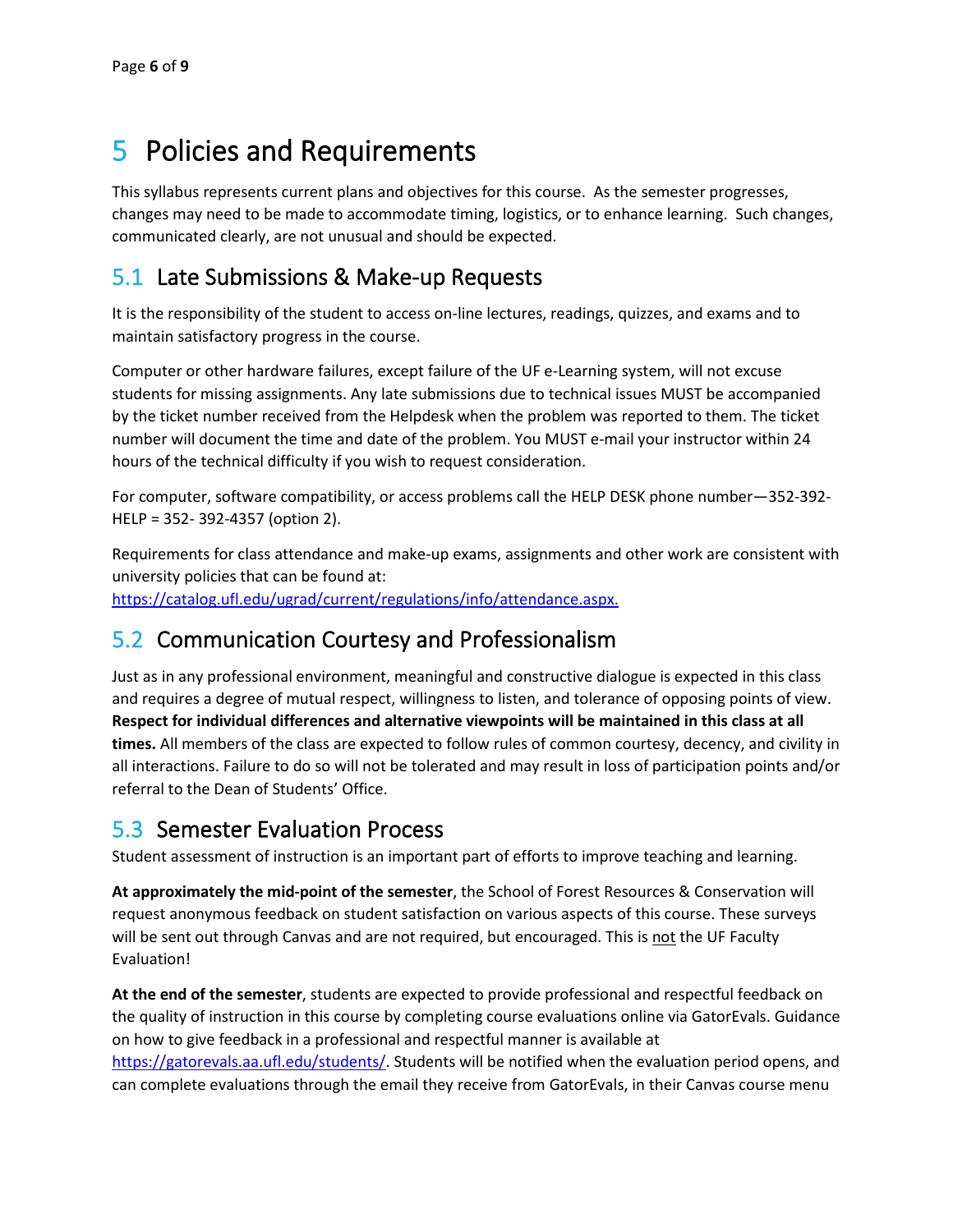# 5 Policies and Requirements

This syllabus represents current plans and objectives for this course. As the semester progresses, changes may need to be made to accommodate timing, logistics, or to enhance learning. Such changes, communicated clearly, are not unusual and should be expected.

## 5.1 Late Submissions & Make-up Requests

It is the responsibility of the student to access on-line lectures, readings, quizzes, and exams and to maintain satisfactory progress in the course.

Computer or other hardware failures, except failure of the UF e-Learning system, will not excuse students for missing assignments. Any late submissions due to technical issues MUST be accompanied by the ticket number received from the Helpdesk when the problem was reported to them. The ticket number will document the time and date of the problem. You MUST e-mail your instructor within 24 hours of the technical difficulty if you wish to request consideration.

For computer, software compatibility, or access problems call the HELP DESK phone number—352-392-HELP = 352- 392-4357 (option 2).

Requirements for class attendance and make-up exams, assignments and other work are consistent with university policies that can be found at:
[https://catalog.ufl.edu/ugrad/current/regulations/info/attendance.aspx.](https://catalog.ufl.edu/ugrad/current/regulations/info/attendance.aspx)

## 5.2 Communication Courtesy and Professionalism

Just as in any professional environment, meaningful and constructive dialogue is expected in this class and requires a degree of mutual respect, willingness to listen, and tolerance of opposing points of view. **Respect for individual differences and alternative viewpoints will be maintained in this class at all times.** All members of the class are expected to follow rules of common courtesy, decency, and civility in all interactions. Failure to do so will not be tolerated and may result in loss of participation points and/or referral to the Dean of Students' Office.

## 5.3 Semester Evaluation Process

Student assessment of instruction is an important part of efforts to improve teaching and learning.

**At approximately the mid-point of the semester**, the School of Forest Resources & Conservation will request anonymous feedback on student satisfaction on various aspects of this course. These surveys will be sent out through Canvas and are not required, but encouraged. This is <u>not</u> the UF Faculty Evaluation!

**At the end of the semester**, students are expected to provide professional and respectful feedback on the quality of instruction in this course by completing course evaluations online via GatorEvals. Guidance on how to give feedback in a professional and respectful manner is available at [https://gatorevals.aa.ufl.edu/students/](https://gatorevals.aa.ufl.edu/students/). Students will be notified when the evaluation period opens, and can complete evaluations through the email they receive from GatorEvals, in their Canvas course menu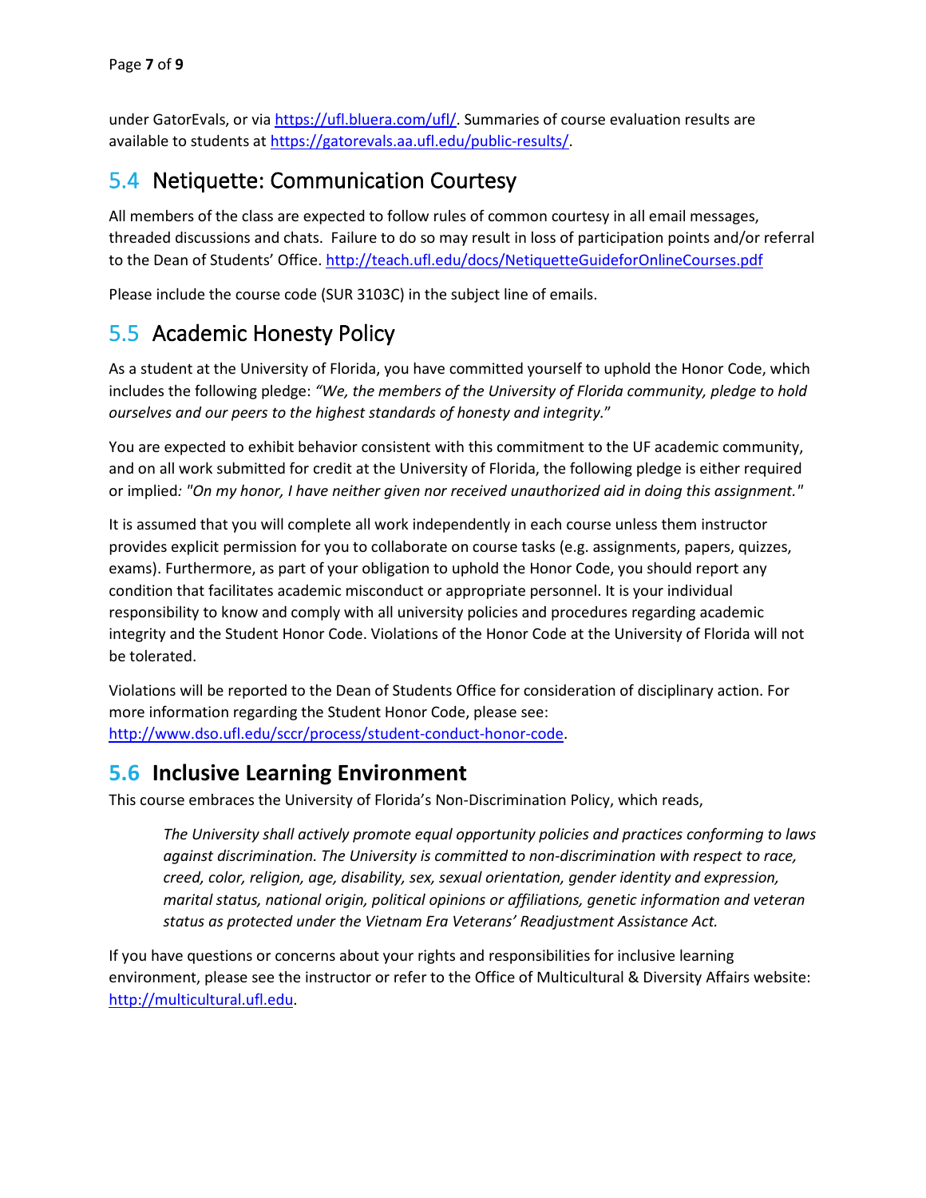under GatorEvals, or via https://ufl.bluera.com/ufl/. Summaries of course evaluation results are available to students at https://gatorevals.aa.ufl.edu/public-results/.

## 5.4 Netiquette: Communication Courtesy

All members of the class are expected to follow rules of common courtesy in all email messages, threaded discussions and chats. Failure to do so may result in loss of participation points and/or referral to the Dean of Students' Office. http://teach.ufl.edu/docs/NetiquetteGuideforOnlineCourses.pdf

Please include the course code (SUR 3103C) in the subject line of emails.

## 5.5 Academic Honesty Policy

As a student at the University of Florida, you have committed yourself to uphold the Honor Code, which includes the following pledge: *"We, the members of the University of Florida community, pledge to hold ourselves and our peers to the highest standards of honesty and integrity.*"

You are expected to exhibit behavior consistent with this commitment to the UF academic community, and on all work submitted for credit at the University of Florida, the following pledge is either required or implied*: "On my honor, I have neither given nor received unauthorized aid in doing this assignment."*

It is assumed that you will complete all work independently in each course unless them instructor provides explicit permission for you to collaborate on course tasks (e.g. assignments, papers, quizzes, exams). Furthermore, as part of your obligation to uphold the Honor Code, you should report any condition that facilitates academic misconduct or appropriate personnel. It is your individual responsibility to know and comply with all university policies and procedures regarding academic integrity and the Student Honor Code. Violations of the Honor Code at the University of Florida will not be tolerated.

Violations will be reported to the Dean of Students Office for consideration of disciplinary action. For more information regarding the Student Honor Code, please see: http://www.dso.ufl.edu/sccr/process/student-conduct-honor-code.

## 5.6 Inclusive Learning Environment

This course embraces the University of Florida's Non-Discrimination Policy, which reads,

> *The University shall actively promote equal opportunity policies and practices conforming to laws against discrimination. The University is committed to non-discrimination with respect to race, creed, color, religion, age, disability, sex, sexual orientation, gender identity and expression, marital status, national origin, political opinions or affiliations, genetic information and veteran status as protected under the Vietnam Era Veterans' Readjustment Assistance Act.*

If you have questions or concerns about your rights and responsibilities for inclusive learning environment, please see the instructor or refer to the Office of Multicultural & Diversity Affairs website: http://multicultural.ufl.edu.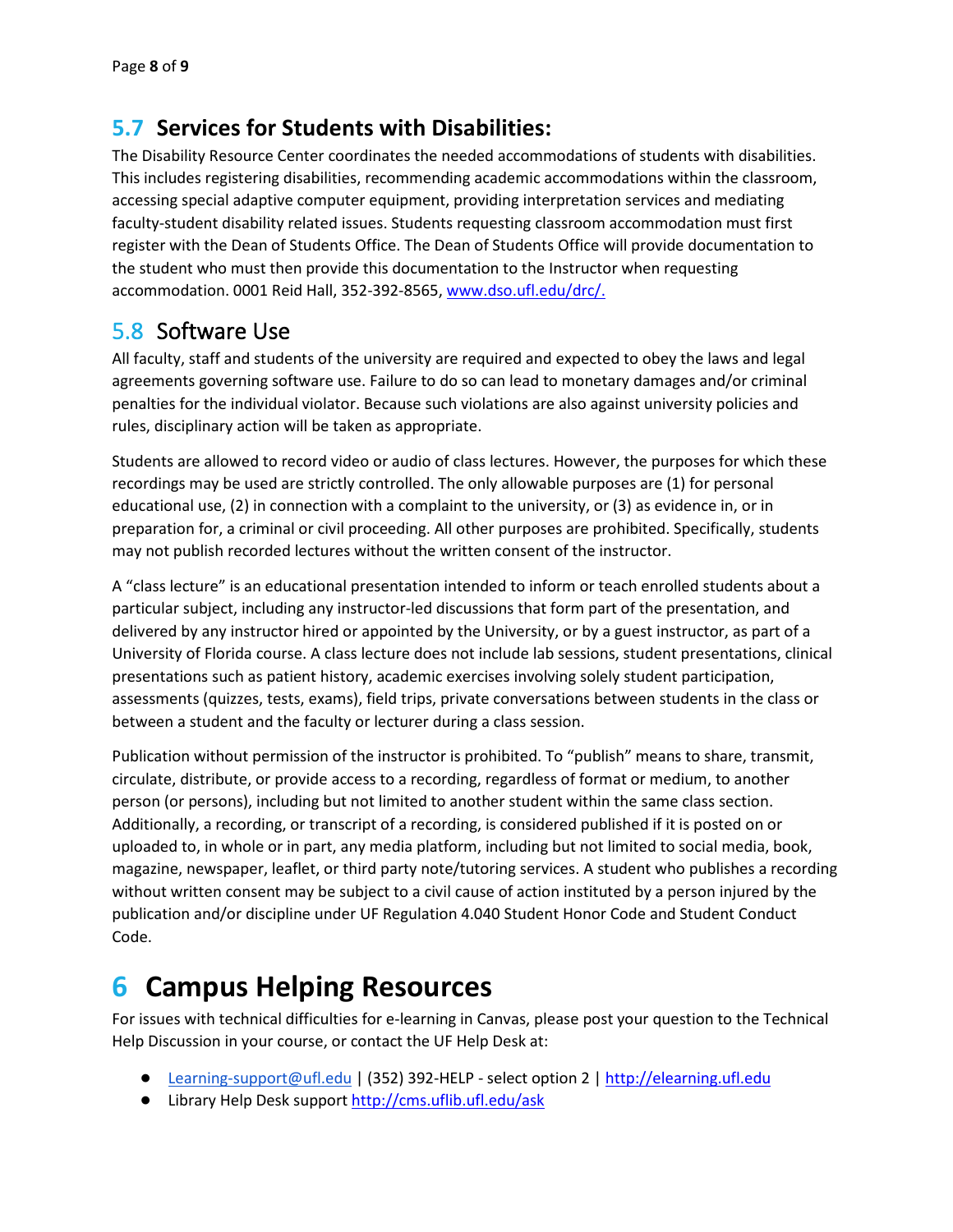## 5.7 Services for Students with Disabilities:

The Disability Resource Center coordinates the needed accommodations of students with disabilities. This includes registering disabilities, recommending academic accommodations within the classroom, accessing special adaptive computer equipment, providing interpretation services and mediating faculty-student disability related issues. Students requesting classroom accommodation must first register with the Dean of Students Office. The Dean of Students Office will provide documentation to the student who must then provide this documentation to the Instructor when requesting accommodation. 0001 Reid Hall, 352-392-8565, [www.dso.ufl.edu/drc/.](www.dso.ufl.edu/drc/)

## 5.8 Software Use

All faculty, staff and students of the university are required and expected to obey the laws and legal agreements governing software use. Failure to do so can lead to monetary damages and/or criminal penalties for the individual violator. Because such violations are also against university policies and rules, disciplinary action will be taken as appropriate.

Students are allowed to record video or audio of class lectures. However, the purposes for which these recordings may be used are strictly controlled. The only allowable purposes are (1) for personal educational use, (2) in connection with a complaint to the university, or (3) as evidence in, or in preparation for, a criminal or civil proceeding. All other purposes are prohibited. Specifically, students may not publish recorded lectures without the written consent of the instructor.

A "class lecture" is an educational presentation intended to inform or teach enrolled students about a particular subject, including any instructor-led discussions that form part of the presentation, and delivered by any instructor hired or appointed by the University, or by a guest instructor, as part of a University of Florida course. A class lecture does not include lab sessions, student presentations, clinical presentations such as patient history, academic exercises involving solely student participation, assessments (quizzes, tests, exams), field trips, private conversations between students in the class or between a student and the faculty or lecturer during a class session.

Publication without permission of the instructor is prohibited. To "publish" means to share, transmit, circulate, distribute, or provide access to a recording, regardless of format or medium, to another person (or persons), including but not limited to another student within the same class section. Additionally, a recording, or transcript of a recording, is considered published if it is posted on or uploaded to, in whole or in part, any media platform, including but not limited to social media, book, magazine, newspaper, leaflet, or third party note/tutoring services. A student who publishes a recording without written consent may be subject to a civil cause of action instituted by a person injured by the publication and/or discipline under UF Regulation 4.040 Student Honor Code and Student Conduct Code.

# 6 Campus Helping Resources

For issues with technical difficulties for e-learning in Canvas, please post your question to the Technical Help Discussion in your course, or contact the UF Help Desk at:

- [Learning-support@ufl.edu](mailto:Learning-support@ufl.edu) | (352) 392-HELP - select option 2 | [http://elearning.ufl.edu](http://elearning.ufl.edu)
- Library Help Desk support [http://cms.uflib.ufl.edu/ask](http://cms.uflib.ufl.edu/ask)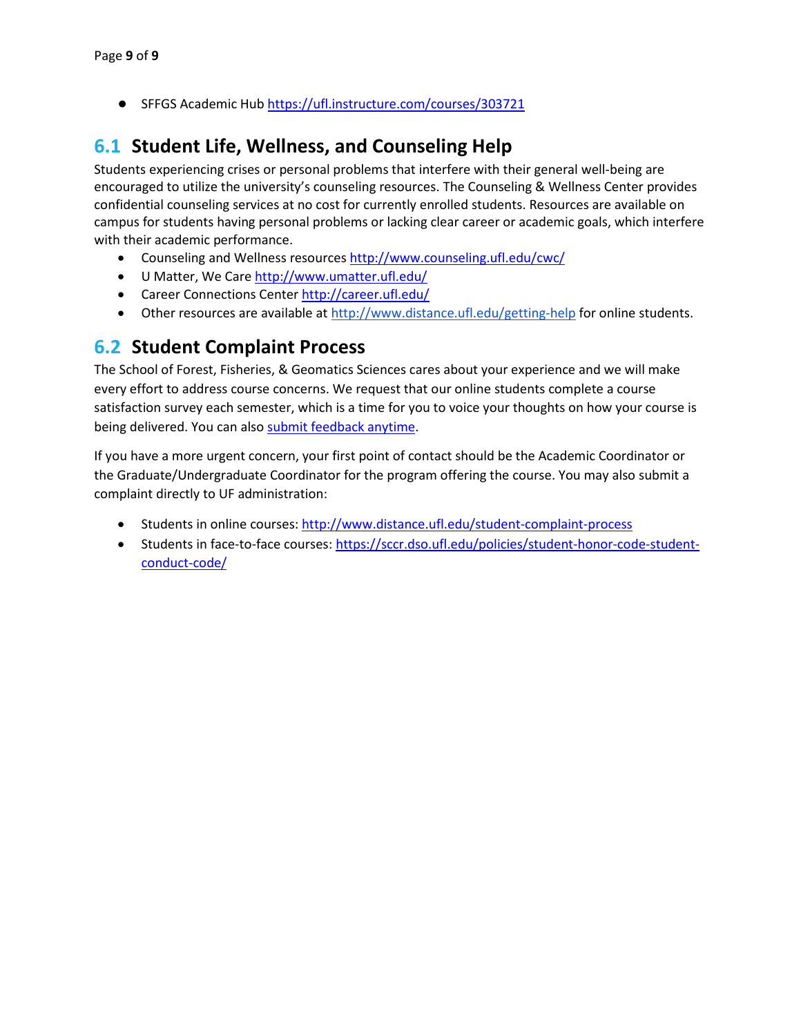- SFFGS Academic Hub https://ufl.instructure.com/courses/303721

## 6.1 Student Life, Wellness, and Counseling Help

Students experiencing crises or personal problems that interfere with their general well-being are encouraged to utilize the university's counseling resources. The Counseling & Wellness Center provides confidential counseling services at no cost for currently enrolled students. Resources are available on campus for students having personal problems or lacking clear career or academic goals, which interfere with their academic performance.

- Counseling and Wellness resources http://www.counseling.ufl.edu/cwc/
- U Matter, We Care http://www.umatter.ufl.edu/
- Career Connections Center http://career.ufl.edu/
- Other resources are available at http://www.distance.ufl.edu/getting-help for online students.

## 6.2 Student Complaint Process

The School of Forest, Fisheries, & Geomatics Sciences cares about your experience and we will make every effort to address course concerns. We request that our online students complete a course satisfaction survey each semester, which is a time for you to voice your thoughts on how your course is being delivered. You can also submit feedback anytime.

If you have a more urgent concern, your first point of contact should be the Academic Coordinator or the Graduate/Undergraduate Coordinator for the program offering the course. You may also submit a complaint directly to UF administration:

- Students in online courses: http://www.distance.ufl.edu/student-complaint-process
- Students in face-to-face courses: https://sccr.dso.ufl.edu/policies/student-honor-code-student-conduct-code/